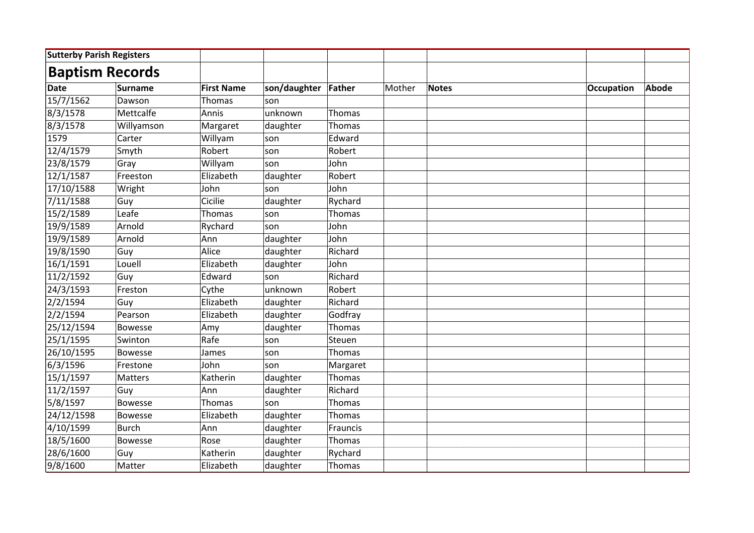**Sutterby Parish Registers**

# Baptism Records

| Date | Surname | First Name | son/daughter | Father | Mother | Notes | Occupation | Abode |
|---|---|---|---|---|---|---|---|---|
| 15/7/1562 | Dawson | Thomas | son | | | | | |
| 8/3/1578 | Mettcalfe | Annis | unknown | Thomas | | | | |
| 8/3/1578 | Willyamson | Margaret | daughter | Thomas | | | | |
| 1579 | Carter | Willyam | son | Edward | | | | |
| 12/4/1579 | Smyth | Robert | son | Robert | | | | |
| 23/8/1579 | Gray | Willyam | son | John | | | | |
| 12/1/1587 | Freeston | Elizabeth | daughter | Robert | | | | |
| 17/10/1588 | Wright | John | son | John | | | | |
| 7/11/1588 | Guy | Cicilie | daughter | Rychard | | | | |
| 15/2/1589 | Leafe | Thomas | son | Thomas | | | | |
| 19/9/1589 | Arnold | Rychard | son | John | | | | |
| 19/9/1589 | Arnold | Ann | daughter | John | | | | |
| 19/8/1590 | Guy | Alice | daughter | Richard | | | | |
| 16/1/1591 | Louell | Elizabeth | daughter | John | | | | |
| 11/2/1592 | Guy | Edward | son | Richard | | | | |
| 24/3/1593 | Freston | Cythe | unknown | Robert | | | | |
| 2/2/1594 | Guy | Elizabeth | daughter | Richard | | | | |
| 2/2/1594 | Pearson | Elizabeth | daughter | Godfray | | | | |
| 25/12/1594 | Bowesse | Amy | daughter | Thomas | | | | |
| 25/1/1595 | Swinton | Rafe | son | Steuen | | | | |
| 26/10/1595 | Bowesse | James | son | Thomas | | | | |
| 6/3/1596 | Frestone | John | son | Margaret | | | | |
| 15/1/1597 | Matters | Katherin | daughter | Thomas | | | | |
| 11/2/1597 | Guy | Ann | daughter | Richard | | | | |
| 5/8/1597 | Bowesse | Thomas | son | Thomas | | | | |
| 24/12/1598 | Bowesse | Elizabeth | daughter | Thomas | | | | |
| 4/10/1599 | Burch | Ann | daughter | Frauncis | | | | |
| 18/5/1600 | Bowesse | Rose | daughter | Thomas | | | | |
| 28/6/1600 | Guy | Katherin | daughter | Rychard | | | | |
| 9/8/1600 | Matter | Elizabeth | daughter | Thomas | | | | |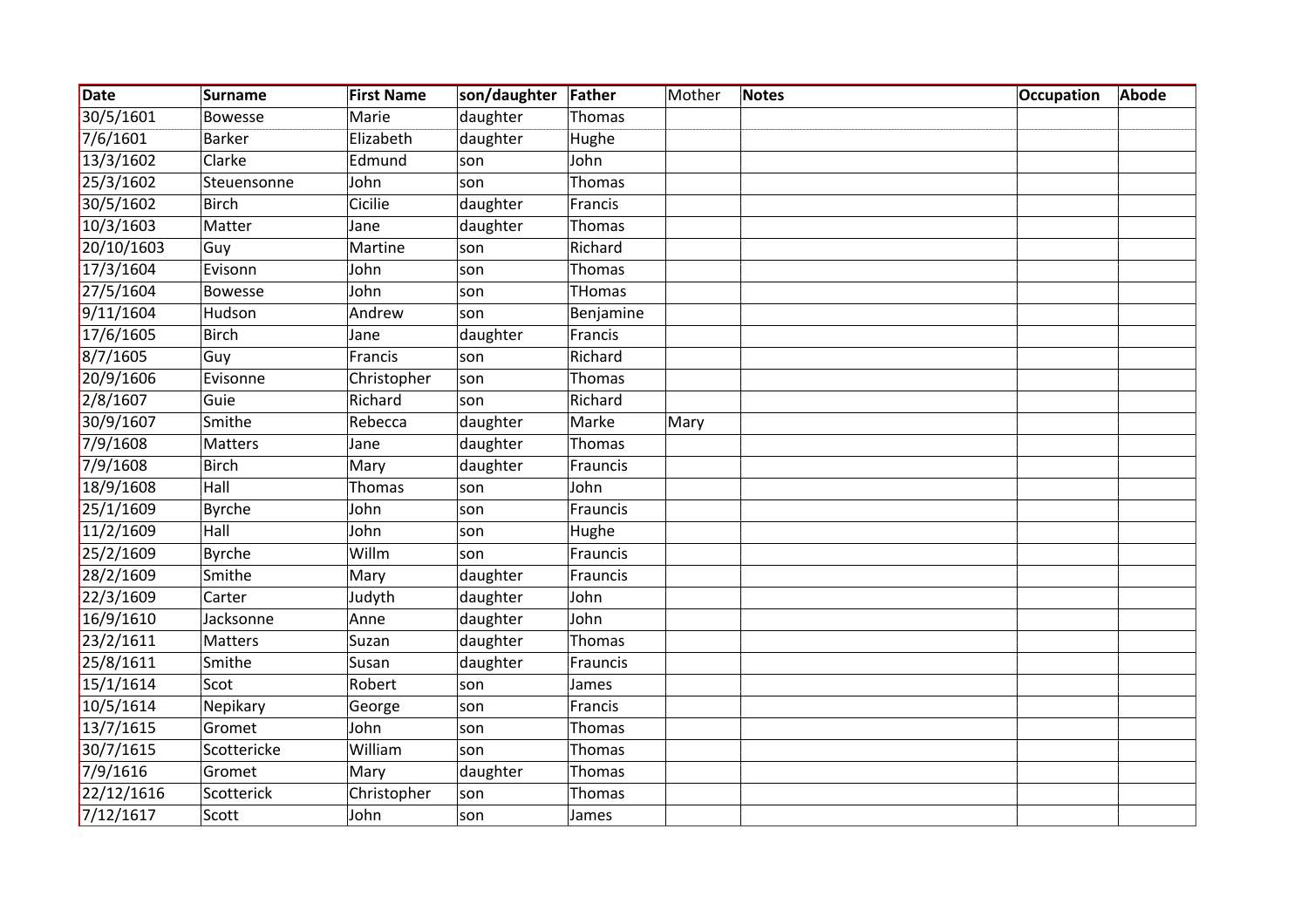| Date | Surname | First Name | son/daughter | Father | Mother | Notes | Occupation | Abode |
|---|---|---|---|---|---|---|---|---|
| 30/5/1601 | Bowesse | Marie | daughter | Thomas | | | | |
| 7/6/1601 | Barker | Elizabeth | daughter | Hughe | | | | |
| 13/3/1602 | Clarke | Edmund | son | John | | | | |
| 25/3/1602 | Steuensonne | John | son | Thomas | | | | |
| 30/5/1602 | Birch | Cicilie | daughter | Francis | | | | |
| 10/3/1603 | Matter | Jane | daughter | Thomas | | | | |
| 20/10/1603 | Guy | Martine | son | Richard | | | | |
| 17/3/1604 | Evisonn | John | son | Thomas | | | | |
| 27/5/1604 | Bowesse | John | son | THomas | | | | |
| 9/11/1604 | Hudson | Andrew | son | Benjamine | | | | |
| 17/6/1605 | Birch | Jane | daughter | Francis | | | | |
| 8/7/1605 | Guy | Francis | son | Richard | | | | |
| 20/9/1606 | Evisonne | Christopher | son | Thomas | | | | |
| 2/8/1607 | Guie | Richard | son | Richard | | | | |
| 30/9/1607 | Smithe | Rebecca | daughter | Marke | Mary | | | |
| 7/9/1608 | Matters | Jane | daughter | Thomas | | | | |
| 7/9/1608 | Birch | Mary | daughter | Frauncis | | | | |
| 18/9/1608 | Hall | Thomas | son | John | | | | |
| 25/1/1609 | Byrche | John | son | Frauncis | | | | |
| 11/2/1609 | Hall | John | son | Hughe | | | | |
| 25/2/1609 | Byrche | Willm | son | Frauncis | | | | |
| 28/2/1609 | Smithe | Mary | daughter | Frauncis | | | | |
| 22/3/1609 | Carter | Judyth | daughter | John | | | | |
| 16/9/1610 | Jacksonne | Anne | daughter | John | | | | |
| 23/2/1611 | Matters | Suzan | daughter | Thomas | | | | |
| 25/8/1611 | Smithe | Susan | daughter | Frauncis | | | | |
| 15/1/1614 | Scot | Robert | son | James | | | | |
| 10/5/1614 | Nepikary | George | son | Francis | | | | |
| 13/7/1615 | Gromet | John | son | Thomas | | | | |
| 30/7/1615 | Scottericke | William | son | Thomas | | | | |
| 7/9/1616 | Gromet | Mary | daughter | Thomas | | | | |
| 22/12/1616 | Scotterick | Christopher | son | Thomas | | | | |
| 7/12/1617 | Scott | John | son | James | | | | |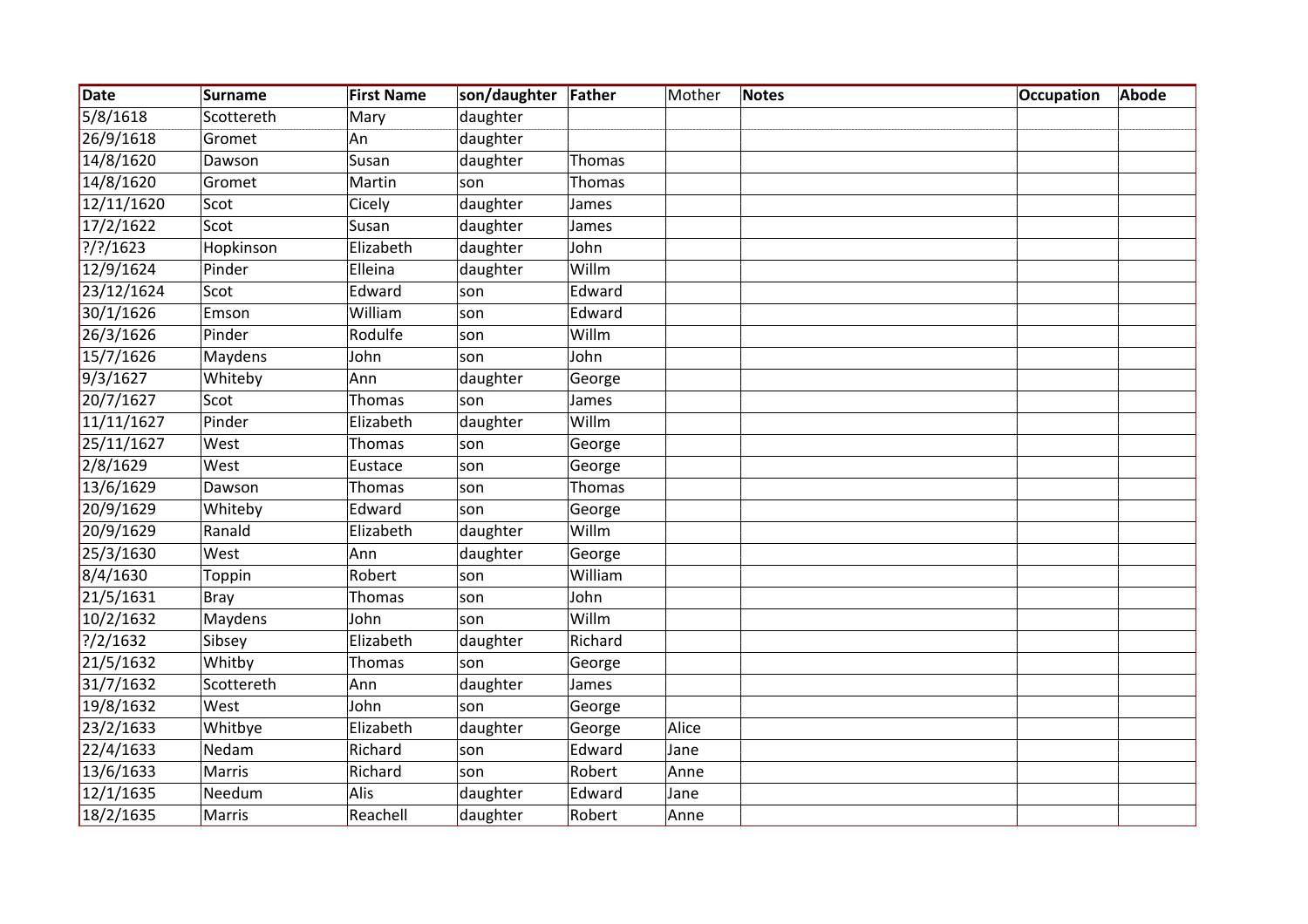| Date | Surname | First Name | son/daughter | Father | Mother | Notes | Occupation | Abode |
|---|---|---|---|---|---|---|---|---|
| 5/8/1618 | Scottereth | Mary | daughter | | | | | |
| 26/9/1618 | Gromet | An | daughter | | | | | |
| 14/8/1620 | Dawson | Susan | daughter | Thomas | | | | |
| 14/8/1620 | Gromet | Martin | son | Thomas | | | | |
| 12/11/1620 | Scot | Cicely | daughter | James | | | | |
| 17/2/1622 | Scot | Susan | daughter | James | | | | |
| ?/?/1623 | Hopkinson | Elizabeth | daughter | John | | | | |
| 12/9/1624 | Pinder | Elleina | daughter | Willm | | | | |
| 23/12/1624 | Scot | Edward | son | Edward | | | | |
| 30/1/1626 | Emson | William | son | Edward | | | | |
| 26/3/1626 | Pinder | Rodulfe | son | Willm | | | | |
| 15/7/1626 | Maydens | John | son | John | | | | |
| 9/3/1627 | Whiteby | Ann | daughter | George | | | | |
| 20/7/1627 | Scot | Thomas | son | James | | | | |
| 11/11/1627 | Pinder | Elizabeth | daughter | Willm | | | | |
| 25/11/1627 | West | Thomas | son | George | | | | |
| 2/8/1629 | West | Eustace | son | George | | | | |
| 13/6/1629 | Dawson | Thomas | son | Thomas | | | | |
| 20/9/1629 | Whiteby | Edward | son | George | | | | |
| 20/9/1629 | Ranald | Elizabeth | daughter | Willm | | | | |
| 25/3/1630 | West | Ann | daughter | George | | | | |
| 8/4/1630 | Toppin | Robert | son | William | | | | |
| 21/5/1631 | Bray | Thomas | son | John | | | | |
| 10/2/1632 | Maydens | John | son | Willm | | | | |
| ?/2/1632 | Sibsey | Elizabeth | daughter | Richard | | | | |
| 21/5/1632 | Whitby | Thomas | son | George | | | | |
| 31/7/1632 | Scottereth | Ann | daughter | James | | | | |
| 19/8/1632 | West | John | son | George | | | | |
| 23/2/1633 | Whitbye | Elizabeth | daughter | George | Alice | | | |
| 22/4/1633 | Nedam | Richard | son | Edward | Jane | | | |
| 13/6/1633 | Marris | Richard | son | Robert | Anne | | | |
| 12/1/1635 | Needum | Alis | daughter | Edward | Jane | | | |
| 18/2/1635 | Marris | Reachell | daughter | Robert | Anne | | | |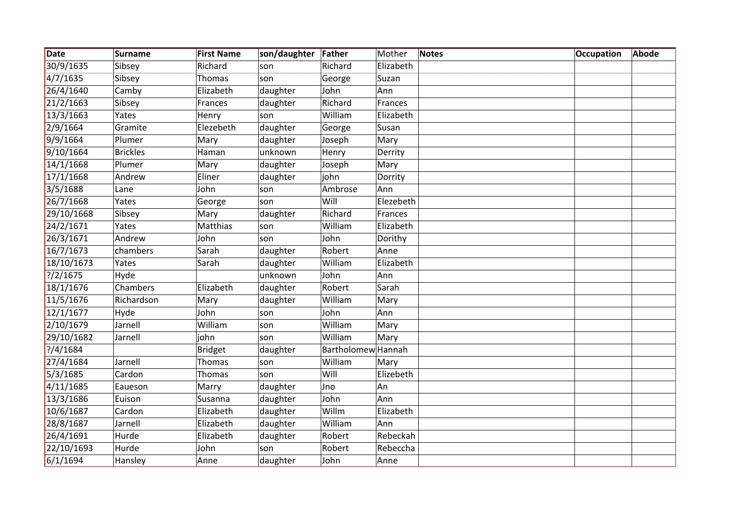| Date | Surname | First Name | son/daughter | Father | Mother | Notes | Occupation | Abode |
|---|---|---|---|---|---|---|---|---|
| 30/9/1635 | Sibsey | Richard | son | Richard | Elizabeth | | | |
| 4/7/1635 | Sibsey | Thomas | son | George | Suzan | | | |
| 26/4/1640 | Camby | Elizabeth | daughter | John | Ann | | | |
| 21/2/1663 | Sibsey | Frances | daughter | Richard | Frances | | | |
| 13/3/1663 | Yates | Henry | son | William | Elizabeth | | | |
| 2/9/1664 | Gramite | Elezebeth | daughter | George | Susan | | | |
| 9/9/1664 | Plumer | Mary | daughter | Joseph | Mary | | | |
| 9/10/1664 | Brickles | Haman | unknown | Henry | Derrity | | | |
| 14/1/1668 | Plumer | Mary | daughter | Joseph | Mary | | | |
| 17/1/1668 | Andrew | Eliner | daughter | john | Dorrity | | | |
| 3/5/1688 | Lane | John | son | Ambrose | Ann | | | |
| 26/7/1668 | Yates | George | son | Will | Elezebeth | | | |
| 29/10/1668 | Sibsey | Mary | daughter | Richard | Frances | | | |
| 24/2/1671 | Yates | Matthias | son | William | Elizabeth | | | |
| 26/3/1671 | Andrew | John | son | John | Dorithy | | | |
| 16/7/1673 | chambers | Sarah | daughter | Robert | Anne | | | |
| 18/10/1673 | Yates | Sarah | daughter | William | Elizabeth | | | |
| ?/2/1675 | Hyde | | unknown | John | Ann | | | |
| 18/1/1676 | Chambers | Elizabeth | daughter | Robert | Sarah | | | |
| 11/5/1676 | Richardson | Mary | daughter | William | Mary | | | |
| 12/1/1677 | Hyde | John | son | John | Ann | | | |
| 2/10/1679 | Jarnell | William | son | William | Mary | | | |
| 29/10/1682 | Jarnell | john | son | William | Mary | | | |
| ?/4/1684 | | Bridget | daughter | Bartholomew | Hannah | | | |
| 27/4/1684 | Jarnell | Thomas | son | William | Mary | | | |
| 5/3/1685 | Cardon | Thomas | son | Will | Elizebeth | | | |
| 4/11/1685 | Eaueson | Marry | daughter | Jno | An | | | |
| 13/3/1686 | Euison | Susanna | daughter | John | Ann | | | |
| 10/6/1687 | Cardon | Elizabeth | daughter | Willm | Elizabeth | | | |
| 28/8/1687 | Jarnell | Elizabeth | daughter | William | Ann | | | |
| 26/4/1691 | Hurde | Elizabeth | daughter | Robert | Rebeckah | | | |
| 22/10/1693 | Hurde | John | son | Robert | Rebeccha | | | |
| 6/1/1694 | Hansley | Anne | daughter | John | Anne | | | |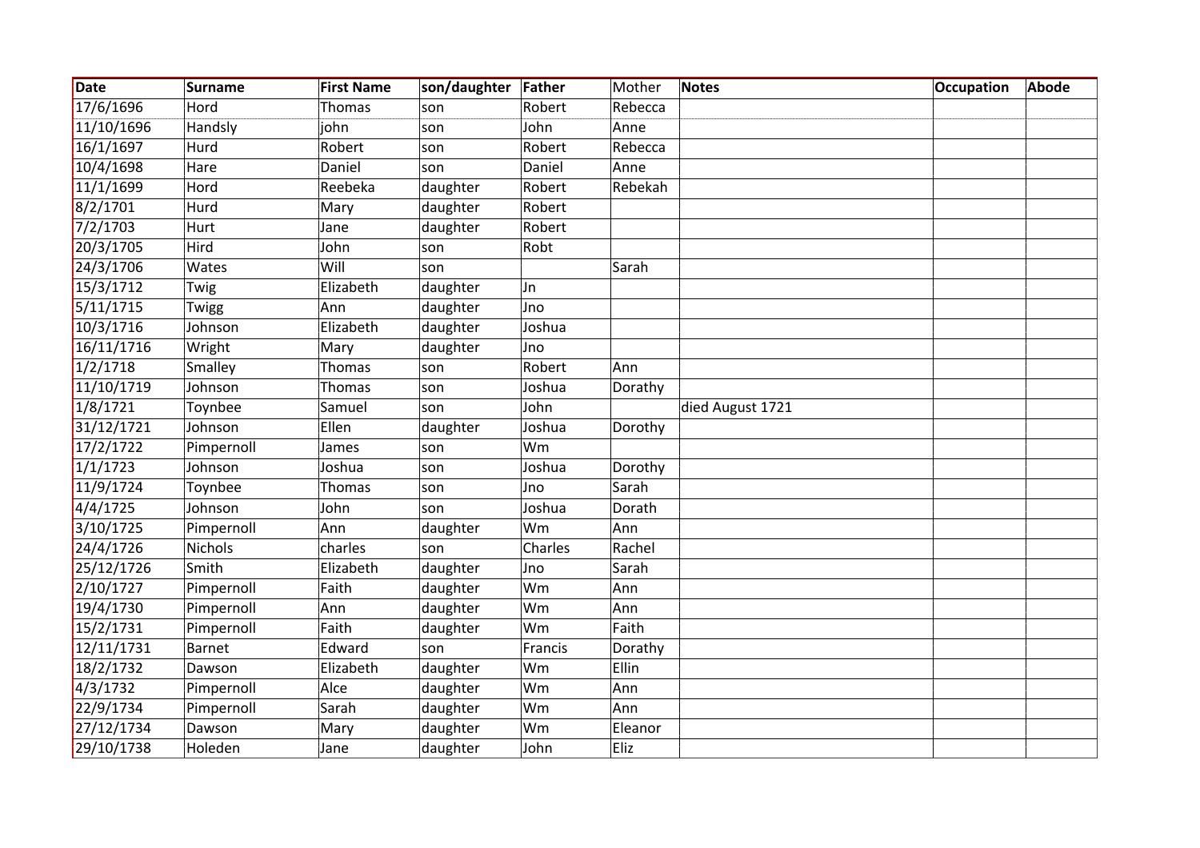| Date | Surname | First Name | son/daughter | Father | Mother | Notes | Occupation | Abode |
|---|---|---|---|---|---|---|---|---|
| 17/6/1696 | Hord | Thomas | son | Robert | Rebecca | | | |
| 11/10/1696 | Handsly | john | son | John | Anne | | | |
| 16/1/1697 | Hurd | Robert | son | Robert | Rebecca | | | |
| 10/4/1698 | Hare | Daniel | son | Daniel | Anne | | | |
| 11/1/1699 | Hord | Reebeka | daughter | Robert | Rebekah | | | |
| 8/2/1701 | Hurd | Mary | daughter | Robert | | | | |
| 7/2/1703 | Hurt | Jane | daughter | Robert | | | | |
| 20/3/1705 | Hird | John | son | Robt | | | | |
| 24/3/1706 | Wates | Will | son | | Sarah | | | |
| 15/3/1712 | Twig | Elizabeth | daughter | Jn | | | | |
| 5/11/1715 | Twigg | Ann | daughter | Jno | | | | |
| 10/3/1716 | Johnson | Elizabeth | daughter | Joshua | | | | |
| 16/11/1716 | Wright | Mary | daughter | Jno | | | | |
| 1/2/1718 | Smalley | Thomas | son | Robert | Ann | | | |
| 11/10/1719 | Johnson | Thomas | son | Joshua | Dorothy | | | |
| 1/8/1721 | Toynbee | Samuel | son | John | | died August 1721 | | |
| 31/12/1721 | Johnson | Ellen | daughter | Joshua | Dorothy | | | |
| 17/2/1722 | Pimpernoll | James | son | Wm | | | | |
| 1/1/1723 | Johnson | Joshua | son | Joshua | Dorothy | | | |
| 11/9/1724 | Toynbee | Thomas | son | Jno | Sarah | | | |
| 4/4/1725 | Johnson | John | son | Joshua | Dorath | | | |
| 3/10/1725 | Pimpernoll | Ann | daughter | Wm | Ann | | | |
| 24/4/1726 | Nichols | charles | son | Charles | Rachel | | | |
| 25/12/1726 | Smith | Elizabeth | daughter | Jno | Sarah | | | |
| 2/10/1727 | Pimpernoll | Faith | daughter | Wm | Ann | | | |
| 19/4/1730 | Pimpernoll | Ann | daughter | Wm | Ann | | | |
| 15/2/1731 | Pimpernoll | Faith | daughter | Wm | Faith | | | |
| 12/11/1731 | Barnet | Edward | son | Francis | Dorathy | | | |
| 18/2/1732 | Dawson | Elizabeth | daughter | Wm | Ellin | | | |
| 4/3/1732 | Pimpernoll | Alce | daughter | Wm | Ann | | | |
| 22/9/1734 | Pimpernoll | Sarah | daughter | Wm | Ann | | | |
| 27/12/1734 | Dawson | Mary | daughter | Wm | Eleanor | | | |
| 29/10/1738 | Holeden | Jane | daughter | John | Eliz | | | |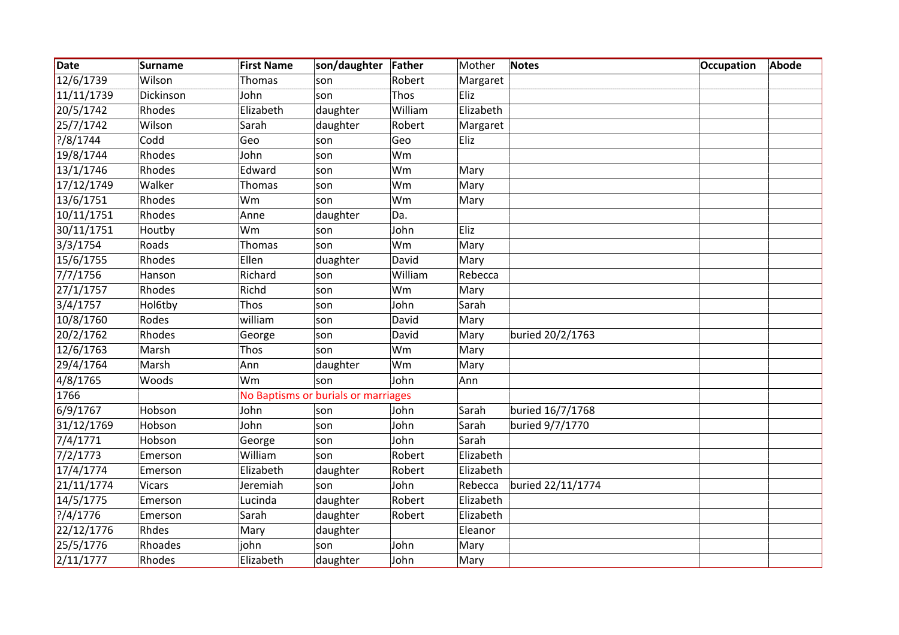| Date | Surname | First Name | son/daughter | Father | Mother | Notes | Occupation | Abode |
|---|---|---|---|---|---|---|---|---|
| 12/6/1739 | Wilson | Thomas | son | Robert | Margaret | | | |
| 11/11/1739 | Dickinson | John | son | Thos | Eliz | | | |
| 20/5/1742 | Rhodes | Elizabeth | daughter | William | Elizabeth | | | |
| 25/7/1742 | Wilson | Sarah | daughter | Robert | Margaret | | | |
| ?/8/1744 | Codd | Geo | son | Geo | Eliz | | | |
| 19/8/1744 | Rhodes | John | son | Wm | | | | |
| 13/1/1746 | Rhodes | Edward | son | Wm | Mary | | | |
| 17/12/1749 | Walker | Thomas | son | Wm | Mary | | | |
| 13/6/1751 | Rhodes | Wm | son | Wm | Mary | | | |
| 10/11/1751 | Rhodes | Anne | daughter | Da. | | | | |
| 30/11/1751 | Houtby | Wm | son | John | Eliz | | | |
| 3/3/1754 | Roads | Thomas | son | Wm | Mary | | | |
| 15/6/1755 | Rhodes | Ellen | duaghter | David | Mary | | | |
| 7/7/1756 | Hanson | Richard | son | William | Rebecca | | | |
| 27/1/1757 | Rhodes | Richd | son | Wm | Mary | | | |
| 3/4/1757 | Hol6tby | Thos | son | John | Sarah | | | |
| 10/8/1760 | Rodes | william | son | David | Mary | | | |
| 20/2/1762 | Rhodes | George | son | David | Mary | buried 20/2/1763 | | |
| 12/6/1763 | Marsh | Thos | son | Wm | Mary | | | |
| 29/4/1764 | Marsh | Ann | daughter | Wm | Mary | | | |
| 4/8/1765 | Woods | Wm | son | John | Ann | | | |
| 1766 | | No Baptisms or burials or marriages | | | | | | |
| 6/9/1767 | Hobson | John | son | John | Sarah | buried 16/7/1768 | | |
| 31/12/1769 | Hobson | John | son | John | Sarah | buried 9/7/1770 | | |
| 7/4/1771 | Hobson | George | son | John | Sarah | | | |
| 7/2/1773 | Emerson | William | son | Robert | Elizabeth | | | |
| 17/4/1774 | Emerson | Elizabeth | daughter | Robert | Elizabeth | | | |
| 21/11/1774 | Vicars | Jeremiah | son | John | Rebecca | buried 22/11/1774 | | |
| 14/5/1775 | Emerson | Lucinda | daughter | Robert | Elizabeth | | | |
| ?/4/1776 | Emerson | Sarah | daughter | Robert | Elizabeth | | | |
| 22/12/1776 | Rhdes | Mary | daughter | | Eleanor | | | |
| 25/5/1776 | Rhoades | john | son | John | Mary | | | |
| 2/11/1777 | Rhodes | Elizabeth | daughter | John | Mary | | | |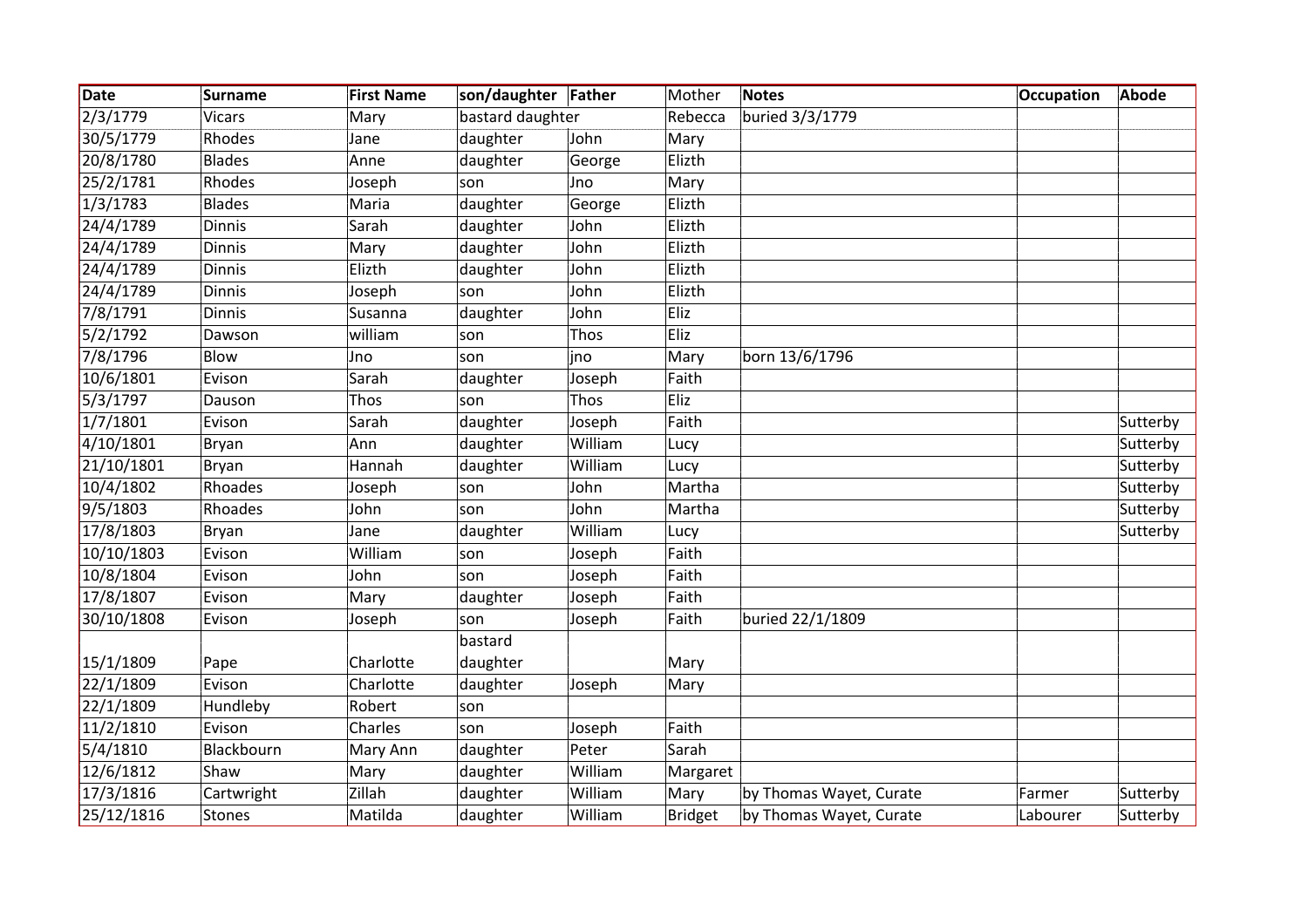| Date | Surname | First Name | son/daughter | Father | Mother | Notes | Occupation | Abode |
|---|---|---|---|---|---|---|---|---|
| 2/3/1779 | Vicars | Mary | bastard daughter | | Rebecca | buried 3/3/1779 | | |
| 30/5/1779 | Rhodes | Jane | daughter | John | Mary | | | |
| 20/8/1780 | Blades | Anne | daughter | George | Elizth | | | |
| 25/2/1781 | Rhodes | Joseph | son | Jno | Mary | | | |
| 1/3/1783 | Blades | Maria | daughter | George | Elizth | | | |
| 24/4/1789 | Dinnis | Sarah | daughter | John | Elizth | | | |
| 24/4/1789 | Dinnis | Mary | daughter | John | Elizth | | | |
| 24/4/1789 | Dinnis | Elizth | daughter | John | Elizth | | | |
| 24/4/1789 | Dinnis | Joseph | son | John | Elizth | | | |
| 7/8/1791 | Dinnis | Susanna | daughter | John | Eliz | | | |
| 5/2/1792 | Dawson | william | son | Thos | Eliz | | | |
| 7/8/1796 | Blow | Jno | son | jno | Mary | born 13/6/1796 | | |
| 10/6/1801 | Evison | Sarah | daughter | Joseph | Faith | | | |
| 5/3/1797 | Dauson | Thos | son | Thos | Eliz | | | |
| 1/7/1801 | Evison | Sarah | daughter | Joseph | Faith | | | Sutterby |
| 4/10/1801 | Bryan | Ann | daughter | William | Lucy | | | Sutterby |
| 21/10/1801 | Bryan | Hannah | daughter | William | Lucy | | | Sutterby |
| 10/4/1802 | Rhoades | Joseph | son | John | Martha | | | Sutterby |
| 9/5/1803 | Rhoades | John | son | John | Martha | | | Sutterby |
| 17/8/1803 | Bryan | Jane | daughter | William | Lucy | | | Sutterby |
| 10/10/1803 | Evison | William | son | Joseph | Faith | | | |
| 10/8/1804 | Evison | John | son | Joseph | Faith | | | |
| 17/8/1807 | Evison | Mary | daughter | Joseph | Faith | | | |
| 30/10/1808 | Evison | Joseph | son | Joseph | Faith | buried 22/1/1809 | | |
| 15/1/1809 | Pape | Charlotte | bastard daughter | | Mary | | | |
| 22/1/1809 | Evison | Charlotte | daughter | Joseph | Mary | | | |
| 22/1/1809 | Hundleby | Robert | son | | | | | |
| 11/2/1810 | Evison | Charles | son | Joseph | Faith | | | |
| 5/4/1810 | Blackbourn | Mary Ann | daughter | Peter | Sarah | | | |
| 12/6/1812 | Shaw | Mary | daughter | William | Margaret | | | |
| 17/3/1816 | Cartwright | Zillah | daughter | William | Mary | by Thomas Wayet, Curate | Farmer | Sutterby |
| 25/12/1816 | Stones | Matilda | daughter | William | Bridget | by Thomas Wayet, Curate | Labourer | Sutterby |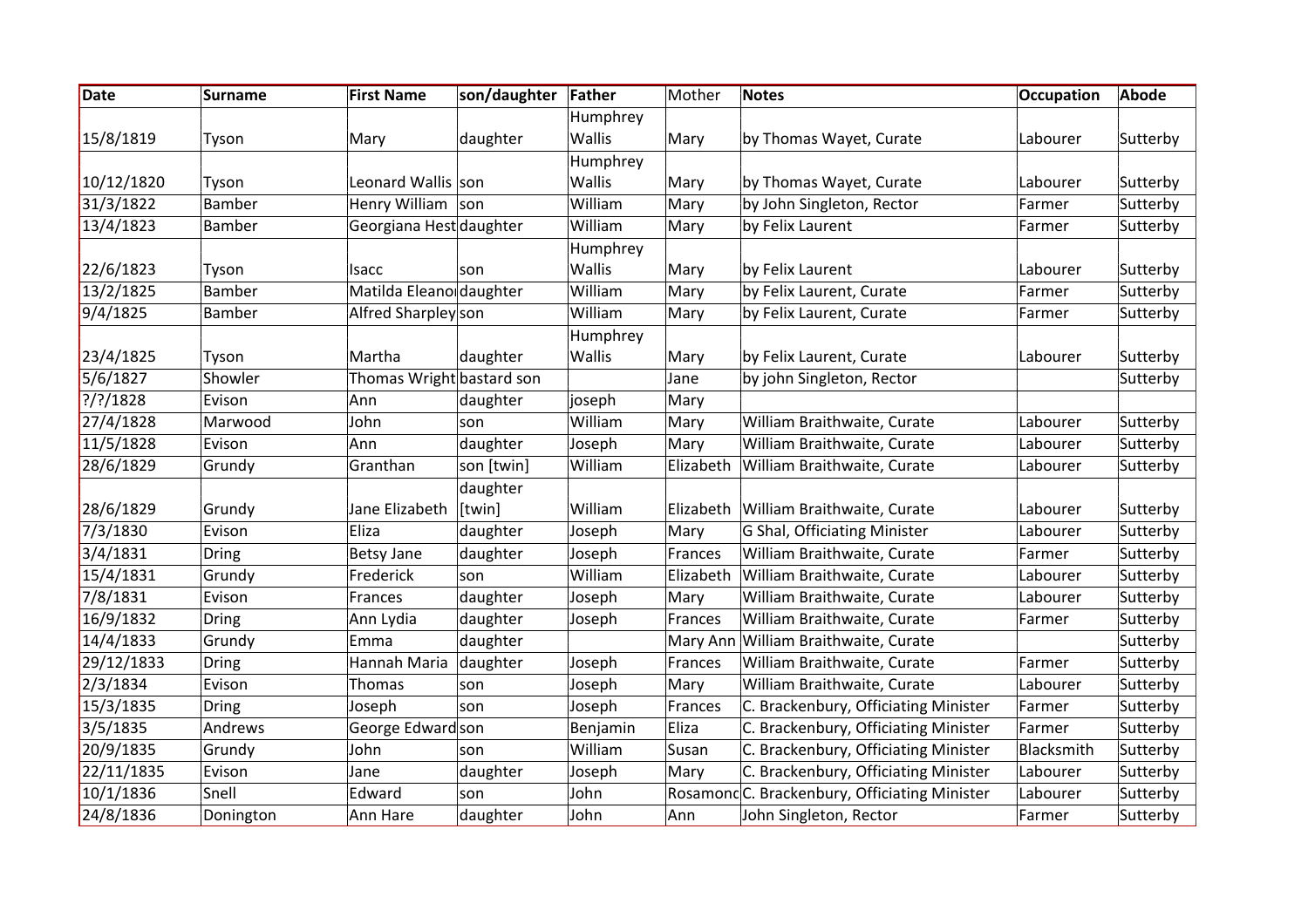| Date | Surname | First Name | son/daughter | Father | Mother | Notes | Occupation | Abode |
| --- | --- | --- | --- | --- | --- | --- | --- | --- |
| 15/8/1819 | Tyson | Mary | daughter | Humphrey Wallis | Mary | by Thomas Wayet, Curate | Labourer | Sutterby |
| 10/12/1820 | Tyson | Leonard Wallis | son | Humphrey Wallis | Mary | by Thomas Wayet, Curate | Labourer | Sutterby |
| 31/3/1822 | Bamber | Henry William | son | William | Mary | by John Singleton, Rector | Farmer | Sutterby |
| 13/4/1823 | Bamber | Georgiana Hest | daughter | William | Mary | by Felix Laurent | Farmer | Sutterby |
| 22/6/1823 | Tyson | Isacc | son | Humphrey Wallis | Mary | by Felix Laurent | Labourer | Sutterby |
| 13/2/1825 | Bamber | Matilda Eleanor | daughter | William | Mary | by Felix Laurent, Curate | Farmer | Sutterby |
| 9/4/1825 | Bamber | Alfred Sharpley | son | William | Mary | by Felix Laurent, Curate | Farmer | Sutterby |
| 23/4/1825 | Tyson | Martha | daughter | Humphrey Wallis | Mary | by Felix Laurent, Curate | Labourer | Sutterby |
| 5/6/1827 | Showler | Thomas Wright | bastard son | | Jane | by john Singleton, Rector | | Sutterby |
| ?/?/1828 | Evison | Ann | daughter | joseph | Mary | | | |
| 27/4/1828 | Marwood | John | son | William | Mary | William Braithwaite, Curate | Labourer | Sutterby |
| 11/5/1828 | Evison | Ann | daughter | Joseph | Mary | William Braithwaite, Curate | Labourer | Sutterby |
| 28/6/1829 | Grundy | Granthan | son [twin] | William | Elizabeth | William Braithwaite, Curate | Labourer | Sutterby |
| 28/6/1829 | Grundy | Jane Elizabeth | daughter [twin] | William | Elizabeth | William Braithwaite, Curate | Labourer | Sutterby |
| 7/3/1830 | Evison | Eliza | daughter | Joseph | Mary | G Shal, Officiating Minister | Labourer | Sutterby |
| 3/4/1831 | Dring | Betsy Jane | daughter | Joseph | Frances | William Braithwaite, Curate | Farmer | Sutterby |
| 15/4/1831 | Grundy | Frederick | son | William | Elizabeth | William Braithwaite, Curate | Labourer | Sutterby |
| 7/8/1831 | Evison | Frances | daughter | Joseph | Mary | William Braithwaite, Curate | Labourer | Sutterby |
| 16/9/1832 | Dring | Ann Lydia | daughter | Joseph | Frances | William Braithwaite, Curate | Farmer | Sutterby |
| 14/4/1833 | Grundy | Emma | daughter | | Mary Ann | William Braithwaite, Curate | | Sutterby |
| 29/12/1833 | Dring | Hannah Maria | daughter | Joseph | Frances | William Braithwaite, Curate | Farmer | Sutterby |
| 2/3/1834 | Evison | Thomas | son | Joseph | Mary | William Braithwaite, Curate | Labourer | Sutterby |
| 15/3/1835 | Dring | Joseph | son | Joseph | Frances | C. Brackenbury, Officiating Minister | Farmer | Sutterby |
| 3/5/1835 | Andrews | George Edward | son | Benjamin | Eliza | C. Brackenbury, Officiating Minister | Farmer | Sutterby |
| 20/9/1835 | Grundy | John | son | William | Susan | C. Brackenbury, Officiating Minister | Blacksmith | Sutterby |
| 22/11/1835 | Evison | Jane | daughter | Joseph | Mary | C. Brackenbury, Officiating Minister | Labourer | Sutterby |
| 10/1/1836 | Snell | Edward | son | John | Rosamond | C. Brackenbury, Officiating Minister | Labourer | Sutterby |
| 24/8/1836 | Donington | Ann Hare | daughter | John | Ann | John Singleton, Rector | Farmer | Sutterby |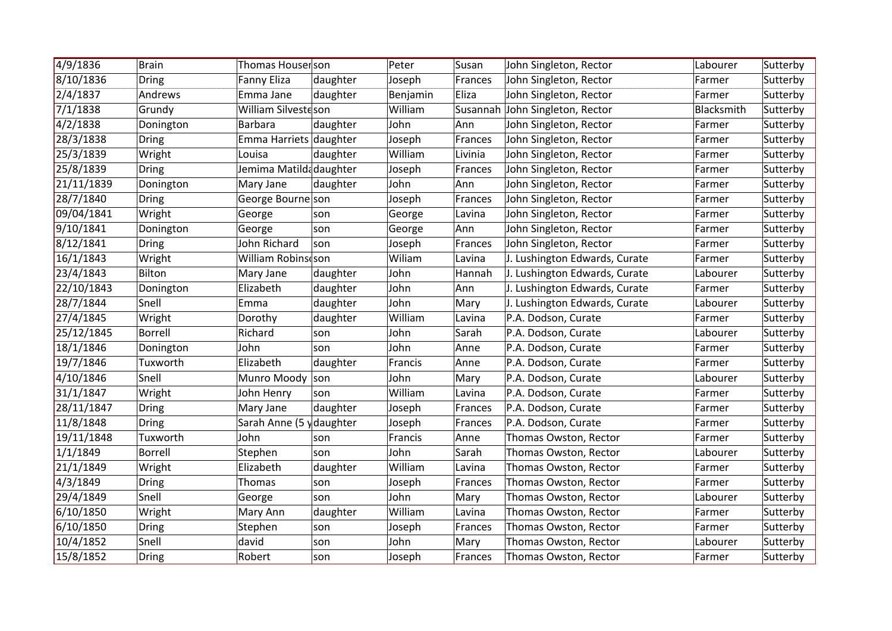| 4/9/1836 | Brain | Thomas Houserson | | Peter | Susan | John Singleton, Rector | Labourer | Sutterby |
|---|---|---|---|---|---|---|---|---|
| 8/10/1836 | Dring | Fanny Eliza | daughter | Joseph | Frances | John Singleton, Rector | Farmer | Sutterby |
| 2/4/1837 | Andrews | Emma Jane | daughter | Benjamin | Eliza | John Singleton, Rector | Farmer | Sutterby |
| 7/1/1838 | Grundy | William Silvesteson | | William | Susannah | John Singleton, Rector | Blacksmith | Sutterby |
| 4/2/1838 | Donington | Barbara | daughter | John | Ann | John Singleton, Rector | Farmer | Sutterby |
| 28/3/1838 | Dring | Emma Harriets | daughter | Joseph | Frances | John Singleton, Rector | Farmer | Sutterby |
| 25/3/1839 | Wright | Louisa | daughter | William | Livinia | John Singleton, Rector | Farmer | Sutterby |
| 25/8/1839 | Dring | Jemima Matilda | daughter | Joseph | Frances | John Singleton, Rector | Farmer | Sutterby |
| 21/11/1839 | Donington | Mary Jane | daughter | John | Ann | John Singleton, Rector | Farmer | Sutterby |
| 28/7/1840 | Dring | George Bourne | son | Joseph | Frances | John Singleton, Rector | Farmer | Sutterby |
| 09/04/1841 | Wright | George | son | George | Lavina | John Singleton, Rector | Farmer | Sutterby |
| 9/10/1841 | Donington | George | son | George | Ann | John Singleton, Rector | Farmer | Sutterby |
| 8/12/1841 | Dring | John Richard | son | Joseph | Frances | John Singleton, Rector | Farmer | Sutterby |
| 16/1/1843 | Wright | William Robinsoson | | Wiliam | Lavina | J. Lushington Edwards, Curate | Farmer | Sutterby |
| 23/4/1843 | Bilton | Mary Jane | daughter | John | Hannah | J. Lushington Edwards, Curate | Labourer | Sutterby |
| 22/10/1843 | Donington | Elizabeth | daughter | John | Ann | J. Lushington Edwards, Curate | Farmer | Sutterby |
| 28/7/1844 | Snell | Emma | daughter | John | Mary | J. Lushington Edwards, Curate | Labourer | Sutterby |
| 27/4/1845 | Wright | Dorothy | daughter | William | Lavina | P.A. Dodson, Curate | Farmer | Sutterby |
| 25/12/1845 | Borrell | Richard | son | John | Sarah | P.A. Dodson, Curate | Labourer | Sutterby |
| 18/1/1846 | Donington | John | son | John | Anne | P.A. Dodson, Curate | Farmer | Sutterby |
| 19/7/1846 | Tuxworth | Elizabeth | daughter | Francis | Anne | P.A. Dodson, Curate | Farmer | Sutterby |
| 4/10/1846 | Snell | Munro Moody | son | John | Mary | P.A. Dodson, Curate | Labourer | Sutterby |
| 31/1/1847 | Wright | John Henry | son | William | Lavina | P.A. Dodson, Curate | Farmer | Sutterby |
| 28/11/1847 | Dring | Mary Jane | daughter | Joseph | Frances | P.A. Dodson, Curate | Farmer | Sutterby |
| 11/8/1848 | Dring | Sarah Anne (5 y | daughter | Joseph | Frances | P.A. Dodson, Curate | Farmer | Sutterby |
| 19/11/1848 | Tuxworth | John | son | Francis | Anne | Thomas Owston, Rector | Farmer | Sutterby |
| 1/1/1849 | Borrell | Stephen | son | John | Sarah | Thomas Owston, Rector | Labourer | Sutterby |
| 21/1/1849 | Wright | Elizabeth | daughter | William | Lavina | Thomas Owston, Rector | Farmer | Sutterby |
| 4/3/1849 | Dring | Thomas | son | Joseph | Frances | Thomas Owston, Rector | Farmer | Sutterby |
| 29/4/1849 | Snell | George | son | John | Mary | Thomas Owston, Rector | Labourer | Sutterby |
| 6/10/1850 | Wright | Mary Ann | daughter | William | Lavina | Thomas Owston, Rector | Farmer | Sutterby |
| 6/10/1850 | Dring | Stephen | son | Joseph | Frances | Thomas Owston, Rector | Farmer | Sutterby |
| 10/4/1852 | Snell | david | son | John | Mary | Thomas Owston, Rector | Labourer | Sutterby |
| 15/8/1852 | Dring | Robert | son | Joseph | Frances | Thomas Owston, Rector | Farmer | Sutterby |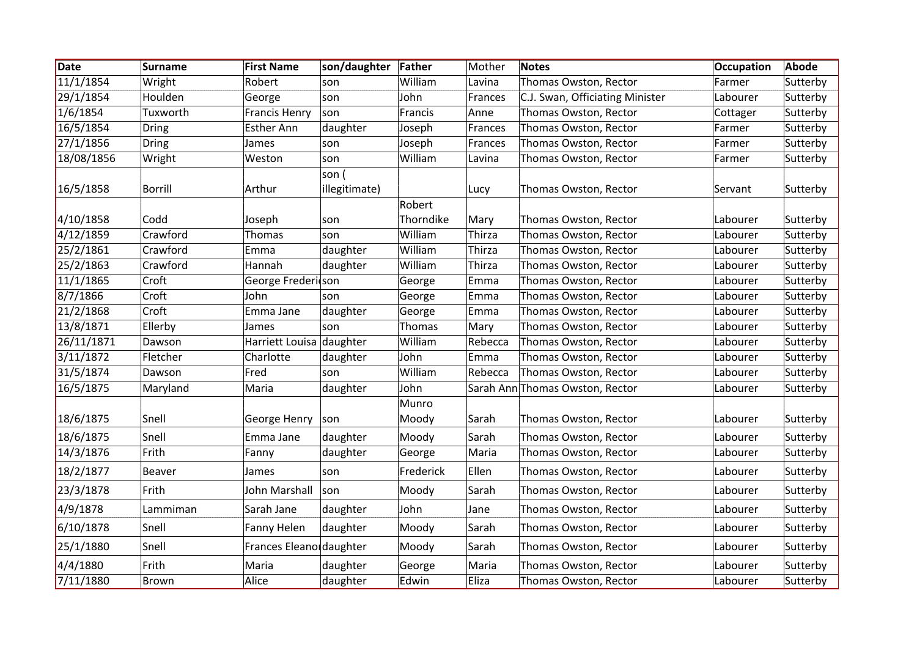| Date | Surname | First Name | son/daughter | Father | Mother | Notes | Occupation | Abode |
|---|---|---|---|---|---|---|---|---|
| 11/1/1854 | Wright | Robert | son | William | Lavina | Thomas Owston, Rector | Farmer | Sutterby |
| 29/1/1854 | Houlden | George | son | John | Frances | C.J. Swan, Officiating Minister | Labourer | Sutterby |
| 1/6/1854 | Tuxworth | Francis Henry | son | Francis | Anne | Thomas Owston, Rector | Cottager | Sutterby |
| 16/5/1854 | Dring | Esther Ann | daughter | Joseph | Frances | Thomas Owston, Rector | Farmer | Sutterby |
| 27/1/1856 | Dring | James | son | Joseph | Frances | Thomas Owston, Rector | Farmer | Sutterby |
| 18/08/1856 | Wright | Weston | son | William | Lavina | Thomas Owston, Rector | Farmer | Sutterby |
| 16/5/1858 | Borrill | Arthur | son ( illegitimate) | | Lucy | Thomas Owston, Rector | Servant | Sutterby |
| 4/10/1858 | Codd | Joseph | son | Robert Thorndike | Mary | Thomas Owston, Rector | Labourer | Sutterby |
| 4/12/1859 | Crawford | Thomas | son | William | Thirza | Thomas Owston, Rector | Labourer | Sutterby |
| 25/2/1861 | Crawford | Emma | daughter | William | Thirza | Thomas Owston, Rector | Labourer | Sutterby |
| 25/2/1863 | Crawford | Hannah | daughter | William | Thirza | Thomas Owston, Rector | Labourer | Sutterby |
| 11/1/1865 | Croft | George Frederi | son | George | Emma | Thomas Owston, Rector | Labourer | Sutterby |
| 8/7/1866 | Croft | John | son | George | Emma | Thomas Owston, Rector | Labourer | Sutterby |
| 21/2/1868 | Croft | Emma Jane | daughter | George | Emma | Thomas Owston, Rector | Labourer | Sutterby |
| 13/8/1871 | Ellerby | James | son | Thomas | Mary | Thomas Owston, Rector | Labourer | Sutterby |
| 26/11/1871 | Dawson | Harriett Louisa | daughter | William | Rebecca | Thomas Owston, Rector | Labourer | Sutterby |
| 3/11/1872 | Fletcher | Charlotte | daughter | John | Emma | Thomas Owston, Rector | Labourer | Sutterby |
| 31/5/1874 | Dawson | Fred | son | William | Rebecca | Thomas Owston, Rector | Labourer | Sutterby |
| 16/5/1875 | Maryland | Maria | daughter | John | Sarah Ann | Thomas Owston, Rector | Labourer | Sutterby |
| 18/6/1875 | Snell | George Henry | son | Munro Moody | Sarah | Thomas Owston, Rector | Labourer | Sutterby |
| 18/6/1875 | Snell | Emma Jane | daughter | Moody | Sarah | Thomas Owston, Rector | Labourer | Sutterby |
| 14/3/1876 | Frith | Fanny | daughter | George | Maria | Thomas Owston, Rector | Labourer | Sutterby |
| 18/2/1877 | Beaver | James | son | Frederick | Ellen | Thomas Owston, Rector | Labourer | Sutterby |
| 23/3/1878 | Frith | John Marshall | son | Moody | Sarah | Thomas Owston, Rector | Labourer | Sutterby |
| 4/9/1878 | Lammiman | Sarah Jane | daughter | John | Jane | Thomas Owston, Rector | Labourer | Sutterby |
| 6/10/1878 | Snell | Fanny Helen | daughter | Moody | Sarah | Thomas Owston, Rector | Labourer | Sutterby |
| 25/1/1880 | Snell | Frances Eleanor | daughter | Moody | Sarah | Thomas Owston, Rector | Labourer | Sutterby |
| 4/4/1880 | Frith | Maria | daughter | George | Maria | Thomas Owston, Rector | Labourer | Sutterby |
| 7/11/1880 | Brown | Alice | daughter | Edwin | Eliza | Thomas Owston, Rector | Labourer | Sutterby |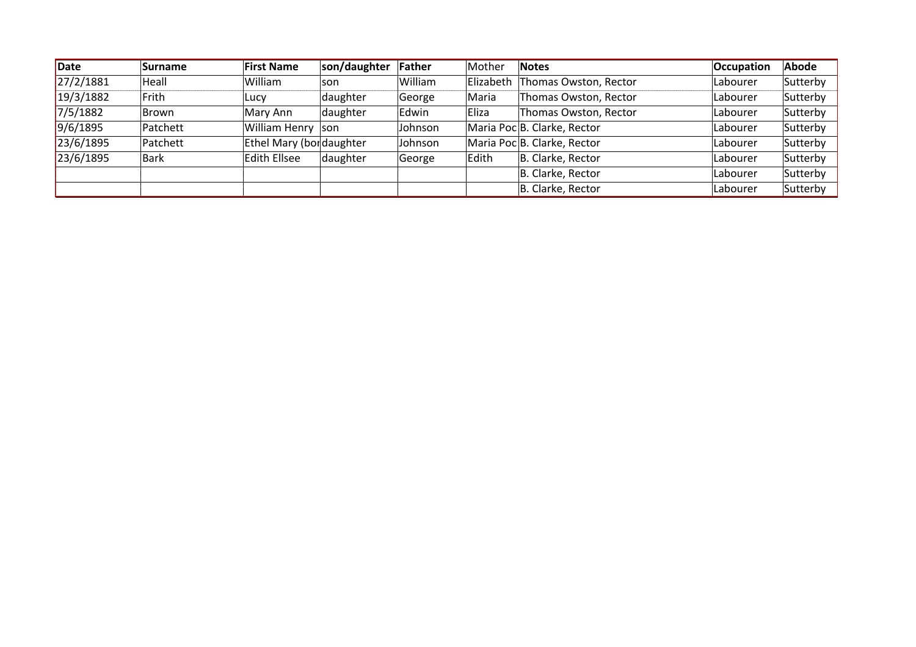| Date | Surname | First Name | son/daughter | Father | Mother | Notes | Occupation | Abode |
|---|---|---|---|---|---|---|---|---|
| 27/2/1881 | Heall | William | son | William | Elizabeth | Thomas Owston, Rector | Labourer | Sutterby |
| 19/3/1882 | Frith | Lucy | daughter | George | Maria | Thomas Owston, Rector | Labourer | Sutterby |
| 7/5/1882 | Brown | Mary Ann | daughter | Edwin | Eliza | Thomas Owston, Rector | Labourer | Sutterby |
| 9/6/1895 | Patchett | William Henry | son | Johnson | Maria Poc | B. Clarke, Rector | Labourer | Sutterby |
| 23/6/1895 | Patchett | Ethel Mary (bor | daughter | Johnson | Maria Poc | B. Clarke, Rector | Labourer | Sutterby |
| 23/6/1895 | Bark | Edith Ellsee | daughter | George | Edith | B. Clarke, Rector | Labourer | Sutterby |
| | | | | | | B. Clarke, Rector | Labourer | Sutterby |
| | | | | | | B. Clarke, Rector | Labourer | Sutterby |